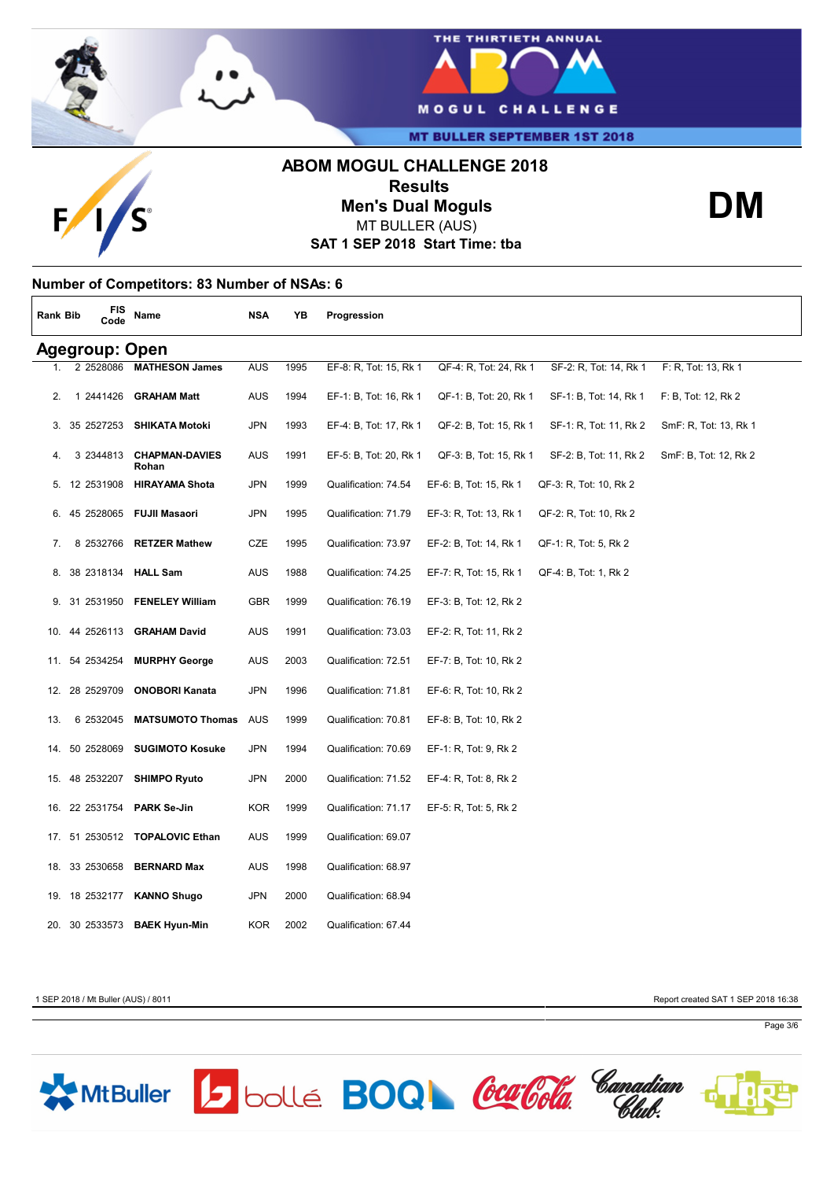# ABOM MOGUL CHALLENGE 2018

## Results

## Men's Dual Moguls

MT BULLER (AUS)

**SAT 1 SEP 2018 Start Time: tba**

**DM**

### Number of Competitors: 83 Number of NSAs: 6

### Agegroup: Open

| Rank | Bib | FIS Code | Name | NSA | YB | Progression | | | |
|---|---|---|---|---|---|---|---|---|---|
| 1. | 2 | 2528086 | **MATHESON James** | AUS | 1995 | EF-8: R, Tot: 15, Rk 1 | QF-4: R, Tot: 24, Rk 1 | SF-2: R, Tot: 14, Rk 1 | F: R, Tot: 13, Rk 1 |
| 2. | 1 | 2441426 | **GRAHAM Matt** | AUS | 1994 | EF-1: B, Tot: 16, Rk 1 | QF-1: B, Tot: 20, Rk 1 | SF-1: B, Tot: 14, Rk 1 | F: B, Tot: 12, Rk 2 |
| 3. | 35 | 2527253 | **SHIKATA Motoki** | JPN | 1993 | EF-4: B, Tot: 17, Rk 1 | QF-2: B, Tot: 15, Rk 1 | SF-1: R, Tot: 11, Rk 2 | SmF: R, Tot: 13, Rk 1 |
| 4. | 3 | 2344813 | **CHAPMAN-DAVIES Rohan** | AUS | 1991 | EF-5: B, Tot: 20, Rk 1 | QF-3: B, Tot: 15, Rk 1 | SF-2: B, Tot: 11, Rk 2 | SmF: B, Tot: 12, Rk 2 |
| 5. | 12 | 2531908 | **HIRAYAMA Shota** | JPN | 1999 | Qualification: 74.54 | EF-6: B, Tot: 15, Rk 1 | QF-3: R, Tot: 10, Rk 2 | |
| 6. | 45 | 2528065 | **FUJII Masaori** | JPN | 1995 | Qualification: 71.79 | EF-3: R, Tot: 13, Rk 1 | QF-2: R, Tot: 10, Rk 2 | |
| 7. | 8 | 2532766 | **RETZER Mathew** | CZE | 1995 | Qualification: 73.97 | EF-2: B, Tot: 14, Rk 1 | QF-1: R, Tot: 5, Rk 2 | |
| 8. | 38 | 2318134 | **HALL Sam** | AUS | 1988 | Qualification: 74.25 | EF-7: R, Tot: 15, Rk 1 | QF-4: B, Tot: 1, Rk 2 | |
| 9. | 31 | 2531950 | **FENELEY William** | GBR | 1999 | Qualification: 76.19 | EF-3: B, Tot: 12, Rk 2 | | |
| 10. | 44 | 2526113 | **GRAHAM David** | AUS | 1991 | Qualification: 73.03 | EF-2: R, Tot: 11, Rk 2 | | |
| 11. | 54 | 2534254 | **MURPHY George** | AUS | 2003 | Qualification: 72.51 | EF-7: B, Tot: 10, Rk 2 | | |
| 12. | 28 | 2529709 | **ONOBORI Kanata** | JPN | 1996 | Qualification: 71.81 | EF-6: R, Tot: 10, Rk 2 | | |
| 13. | 6 | 2532045 | **MATSUMOTO Thomas** | AUS | 1999 | Qualification: 70.81 | EF-8: B, Tot: 10, Rk 2 | | |
| 14. | 50 | 2528069 | **SUGIMOTO Kosuke** | JPN | 1994 | Qualification: 70.69 | EF-1: R, Tot: 9, Rk 2 | | |
| 15. | 48 | 2532207 | **SHIMPO Ryuto** | JPN | 2000 | Qualification: 71.52 | EF-4: R, Tot: 8, Rk 2 | | |
| 16. | 22 | 2531754 | **PARK Se-Jin** | KOR | 1999 | Qualification: 71.17 | EF-5: R, Tot: 5, Rk 2 | | |
| 17. | 51 | 2530512 | **TOPALOVIC Ethan** | AUS | 1999 | Qualification: 69.07 | | | |
| 18. | 33 | 2530658 | **BERNARD Max** | AUS | 1998 | Qualification: 68.97 | | | |
| 19. | 18 | 2532177 | **KANNO Shugo** | JPN | 2000 | Qualification: 68.94 | | | |
| 20. | 30 | 2533573 | **BAEK Hyun-Min** | KOR | 2002 | Qualification: 67.44 | | | |

1 SEP 2018 / Mt Buller (AUS) / 8011

Report created SAT 1 SEP 2018 16:38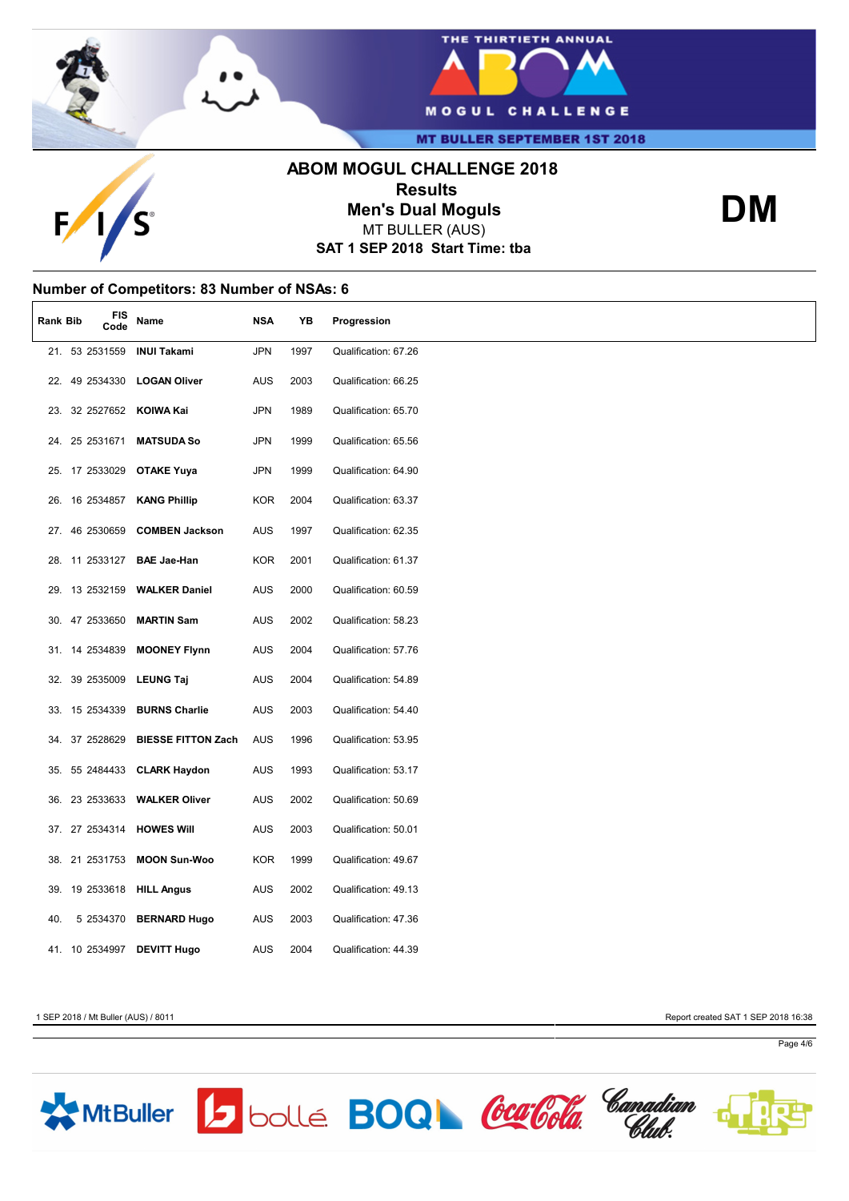# ABOM MOGUL CHALLENGE 2018

## Results

## Men's Dual Moguls

MT BULLER (AUS)

**SAT 1 SEP 2018 Start Time: tba**

**DM**

### Number of Competitors: 83 Number of NSAs: 6

| Rank | Bib | FIS Code | Name | NSA | YB | Progression |
|---|---|---|---|---|---|---|
| 21. | 53 | 2531559 | **INUI Takami** | JPN | 1997 | Qualification: 67.26 |
| 22. | 49 | 2534330 | **LOGAN Oliver** | AUS | 2003 | Qualification: 66.25 |
| 23. | 32 | 2527652 | **KOIWA Kai** | JPN | 1989 | Qualification: 65.70 |
| 24. | 25 | 2531671 | **MATSUDA So** | JPN | 1999 | Qualification: 65.56 |
| 25. | 17 | 2533029 | **OTAKE Yuya** | JPN | 1999 | Qualification: 64.90 |
| 26. | 16 | 2534857 | **KANG Phillip** | KOR | 2004 | Qualification: 63.37 |
| 27. | 46 | 2530659 | **COMBEN Jackson** | AUS | 1997 | Qualification: 62.35 |
| 28. | 11 | 2533127 | **BAE Jae-Han** | KOR | 2001 | Qualification: 61.37 |
| 29. | 13 | 2532159 | **WALKER Daniel** | AUS | 2000 | Qualification: 60.59 |
| 30. | 47 | 2533650 | **MARTIN Sam** | AUS | 2002 | Qualification: 58.23 |
| 31. | 14 | 2534839 | **MOONEY Flynn** | AUS | 2004 | Qualification: 57.76 |
| 32. | 39 | 2535009 | **LEUNG Taj** | AUS | 2004 | Qualification: 54.89 |
| 33. | 15 | 2534339 | **BURNS Charlie** | AUS | 2003 | Qualification: 54.40 |
| 34. | 37 | 2528629 | **BIESSE FITTON Zach** | AUS | 1996 | Qualification: 53.95 |
| 35. | 55 | 2484433 | **CLARK Haydon** | AUS | 1993 | Qualification: 53.17 |
| 36. | 23 | 2533633 | **WALKER Oliver** | AUS | 2002 | Qualification: 50.69 |
| 37. | 27 | 2534314 | **HOWES Will** | AUS | 2003 | Qualification: 50.01 |
| 38. | 21 | 2531753 | **MOON Sun-Woo** | KOR | 1999 | Qualification: 49.67 |
| 39. | 19 | 2533618 | **HILL Angus** | AUS | 2002 | Qualification: 49.13 |
| 40. | 5 | 2534370 | **BERNARD Hugo** | AUS | 2003 | Qualification: 47.36 |
| 41. | 10 | 2534997 | **DEVITT Hugo** | AUS | 2004 | Qualification: 44.39 |

1 SEP 2018 / Mt Buller (AUS) / 8011

Report created SAT 1 SEP 2018 16:38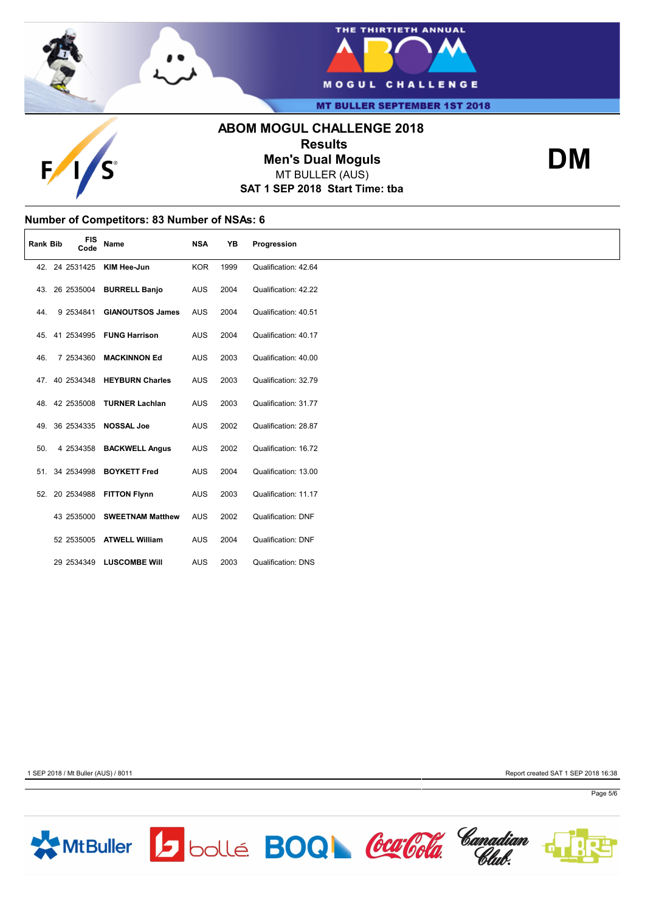## ABOM MOGUL CHALLENGE 2018

### Results

### Men's Dual Moguls

MT BULLER (AUS)

**SAT 1 SEP 2018 Start Time: tba**

**DM**

### Number of Competitors: 83 Number of NSAs: 6

| Rank | Bib | FIS Code | Name | NSA | YB | Progression |
|---|---|---|---|---|---|---|
| 42. | 24 | 2531425 | **KIM Hee-Jun** | KOR | 1999 | Qualification: 42.64 |
| 43. | 26 | 2535004 | **BURRELL Banjo** | AUS | 2004 | Qualification: 42.22 |
| 44. | 9 | 2534841 | **GIANOUTSOS James** | AUS | 2004 | Qualification: 40.51 |
| 45. | 41 | 2534995 | **FUNG Harrison** | AUS | 2004 | Qualification: 40.17 |
| 46. | 7 | 2534360 | **MACKINNON Ed** | AUS | 2003 | Qualification: 40.00 |
| 47. | 40 | 2534348 | **HEYBURN Charles** | AUS | 2003 | Qualification: 32.79 |
| 48. | 42 | 2535008 | **TURNER Lachlan** | AUS | 2003 | Qualification: 31.77 |
| 49. | 36 | 2534335 | **NOSSAL Joe** | AUS | 2002 | Qualification: 28.87 |
| 50. | 4 | 2534358 | **BACKWELL Angus** | AUS | 2002 | Qualification: 16.72 |
| 51. | 34 | 2534998 | **BOYKETT Fred** | AUS | 2004 | Qualification: 13.00 |
| 52. | 20 | 2534988 | **FITTON Flynn** | AUS | 2003 | Qualification: 11.17 |
| | 43 | 2535000 | **SWEETNAM Matthew** | AUS | 2002 | Qualification: DNF |
| | 52 | 2535005 | **ATWELL William** | AUS | 2004 | Qualification: DNF |
| | 29 | 2534349 | **LUSCOMBE Will** | AUS | 2003 | Qualification: DNS |

1 SEP 2018 / Mt Buller (AUS) / 8011

Report created SAT 1 SEP 2018 16:38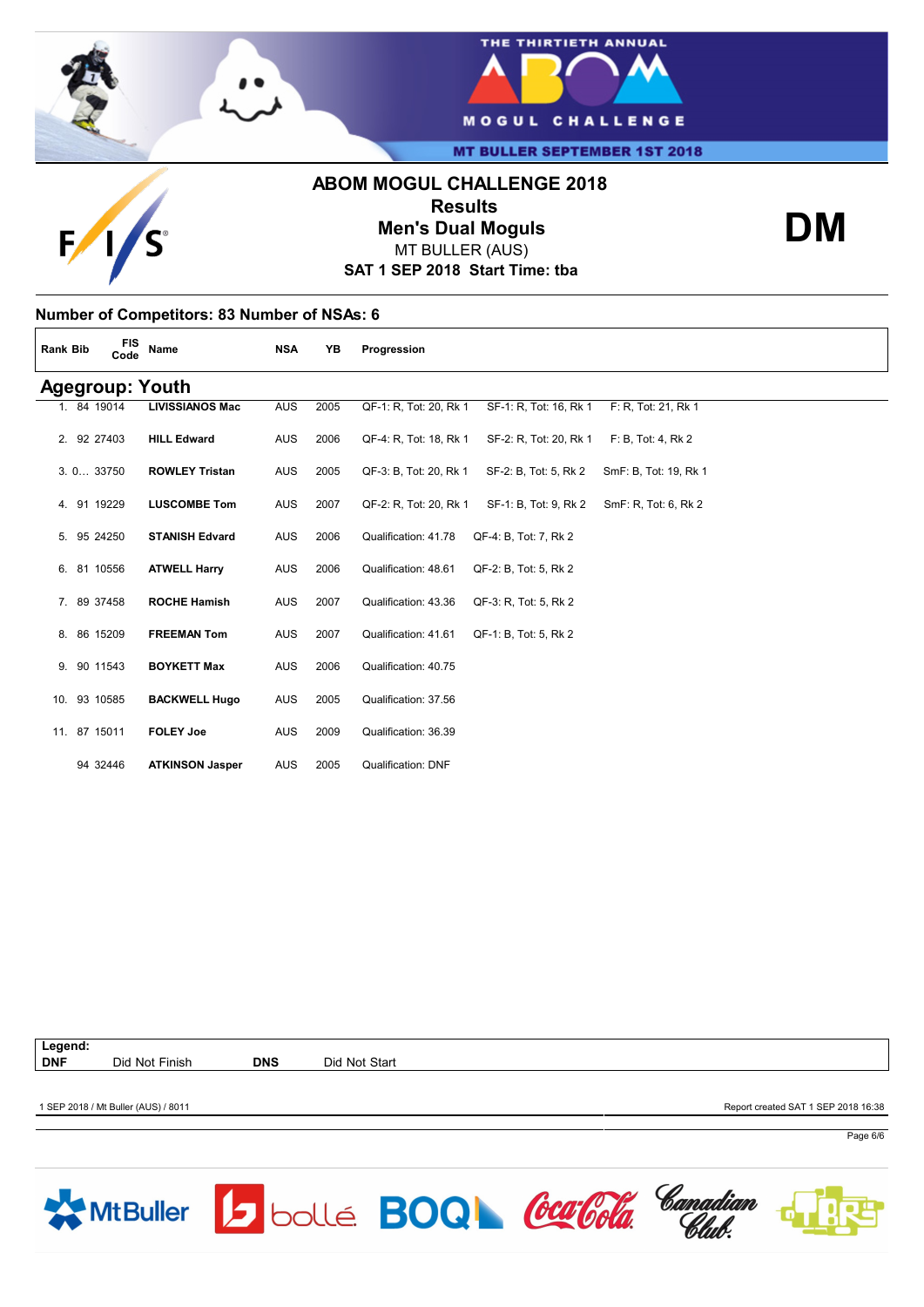# ABOM MOGUL CHALLENGE 2018

## Results

## Men's Dual Moguls

MT BULLER (AUS)

**SAT 1 SEP 2018 Start Time: tba**

**DM**

### Number of Competitors: 83 Number of NSAs: 6

| Rank | Bib | FIS Code | Name | NSA | YB | Progression | | |
|---|---|---|---|---|---|---|---|---|
| **Agegroup: Youth** | | | | | | | | |
| 1. | 84 | 19014 | **LIVISSIANOS Mac** | AUS | 2005 | QF-1: R, Tot: 20, Rk 1 | SF-1: R, Tot: 16, Rk 1 | F: R, Tot: 21, Rk 1 |
| 2. | 92 | 27403 | **HILL Edward** | AUS | 2006 | QF-4: R, Tot: 18, Rk 1 | SF-2: R, Tot: 20, Rk 1 | F: B, Tot: 4, Rk 2 |
| 3. | 0… | 33750 | **ROWLEY Tristan** | AUS | 2005 | QF-3: B, Tot: 20, Rk 1 | SF-2: B, Tot: 5, Rk 2 | SmF: B, Tot: 19, Rk 1 |
| 4. | 91 | 19229 | **LUSCOMBE Tom** | AUS | 2007 | QF-2: R, Tot: 20, Rk 1 | SF-1: B, Tot: 9, Rk 2 | SmF: R, Tot: 6, Rk 2 |
| 5. | 95 | 24250 | **STANISH Edvard** | AUS | 2006 | Qualification: 41.78 | QF-4: B, Tot: 7, Rk 2 | |
| 6. | 81 | 10556 | **ATWELL Harry** | AUS | 2006 | Qualification: 48.61 | QF-2: B, Tot: 5, Rk 2 | |
| 7. | 89 | 37458 | **ROCHE Hamish** | AUS | 2007 | Qualification: 43.36 | QF-3: R, Tot: 5, Rk 2 | |
| 8. | 86 | 15209 | **FREEMAN Tom** | AUS | 2007 | Qualification: 41.61 | QF-1: B, Tot: 5, Rk 2 | |
| 9. | 90 | 11543 | **BOYKETT Max** | AUS | 2006 | Qualification: 40.75 | | |
| 10. | 93 | 10585 | **BACKWELL Hugo** | AUS | 2005 | Qualification: 37.56 | | |
| 11. | 87 | 15011 | **FOLEY Joe** | AUS | 2009 | Qualification: 36.39 | | |
| | 94 | 32446 | **ATKINSON Jasper** | AUS | 2005 | Qualification: DNF | | |

**Legend:**

| | | | |
|---|---|---|---|
| **DNF** | Did Not Finish | **DNS** | Did Not Start |

1 SEP 2018 / Mt Buller (AUS) / 8011

Report created SAT 1 SEP 2018 16:38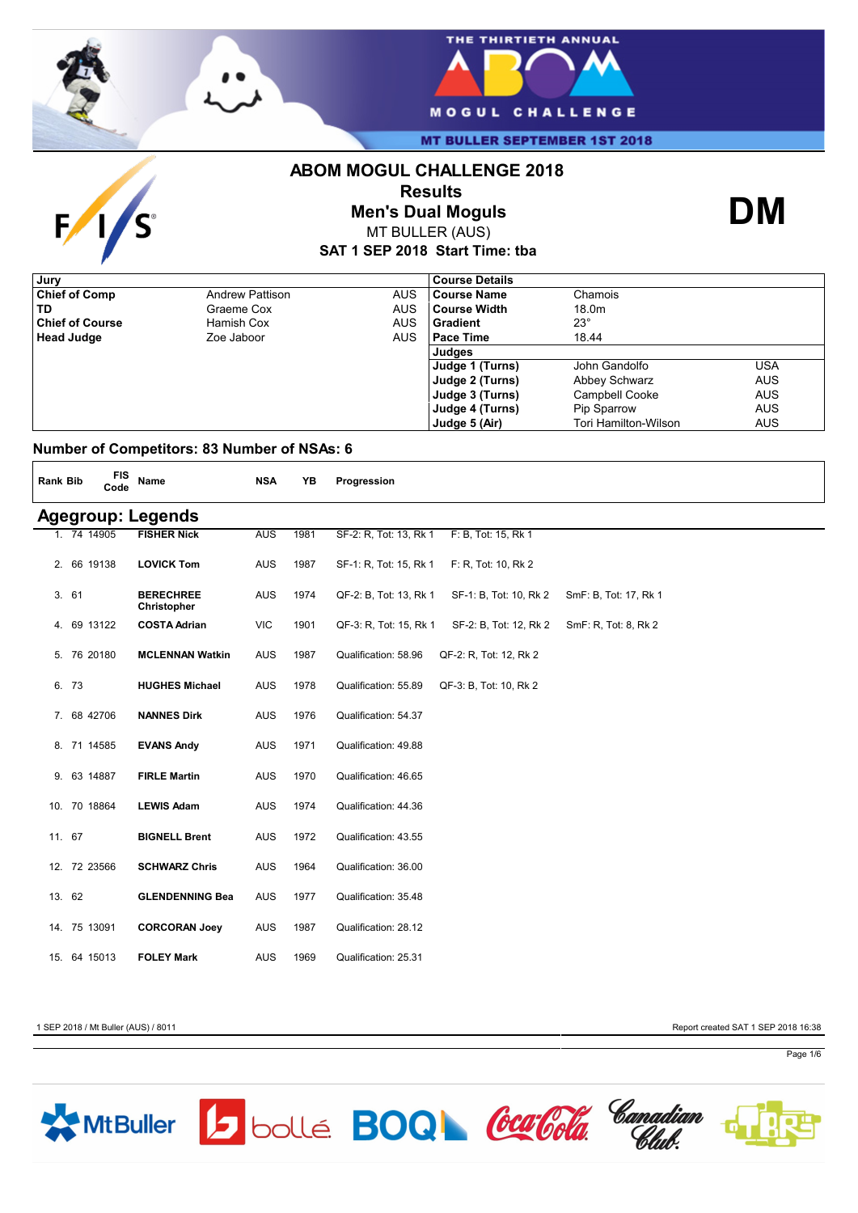# ABOM MOGUL CHALLENGE 2018

## Results

## Men's Dual Moguls

MT BULLER (AUS)

SAT 1 SEP 2018 Start Time: tba

DM

| Jury | | |
|---|---|---|
| Chief of Comp | Andrew Pattison | AUS |
| TD | Graeme Cox | AUS |
| Chief of Course | Hamish Cox | AUS |
| Head Judge | Zoe Jaboor | AUS |

| Course Details | | |
|---|---|---|
| Course Name | Chamois | |
| Course Width | 18.0m | |
| Gradient | 23° | |
| Pace Time | 18.44 | |
| **Judges** | | |
| Judge 1 (Turns) | John Gandolfo | USA |
| Judge 2 (Turns) | Abbey Schwarz | AUS |
| Judge 3 (Turns) | Campbell Cooke | AUS |
| Judge 4 (Turns) | Pip Sparrow | AUS |
| Judge 5 (Air) | Tori Hamilton-Wilson | AUS |

**Number of Competitors: 83 Number of NSAs: 6**

## Agegroup: Legends

| Rank | Bib | FIS Code | Name | NSA | YB | Progression | | |
|---|---|---|---|---|---|---|---|---|
| 1. | 74 | 14905 | **FISHER Nick** | AUS | 1981 | SF-2: R, Tot: 13, Rk 1 | F: B, Tot: 15, Rk 1 | |
| 2. | 66 | 19138 | **LOVICK Tom** | AUS | 1987 | SF-1: R, Tot: 15, Rk 1 | F: R, Tot: 10, Rk 2 | |
| 3. | 61 | | **BERECHREE Christopher** | AUS | 1974 | QF-2: B, Tot: 13, Rk 1 | SF-1: B, Tot: 10, Rk 2 | SmF: B, Tot: 17, Rk 1 |
| 4. | 69 | 13122 | **COSTA Adrian** | VIC | 1901 | QF-3: R, Tot: 15, Rk 1 | SF-2: B, Tot: 12, Rk 2 | SmF: R, Tot: 8, Rk 2 |
| 5. | 76 | 20180 | **MCLENNAN Watkin** | AUS | 1987 | Qualification: 58.96 | QF-2: R, Tot: 12, Rk 2 | |
| 6. | 73 | | **HUGHES Michael** | AUS | 1978 | Qualification: 55.89 | QF-3: B, Tot: 10, Rk 2 | |
| 7. | 68 | 42706 | **NANNES Dirk** | AUS | 1976 | Qualification: 54.37 | | |
| 8. | 71 | 14585 | **EVANS Andy** | AUS | 1971 | Qualification: 49.88 | | |
| 9. | 63 | 14887 | **FIRLE Martin** | AUS | 1970 | Qualification: 46.65 | | |
| 10. | 70 | 18864 | **LEWIS Adam** | AUS | 1974 | Qualification: 44.36 | | |
| 11. | 67 | | **BIGNELL Brent** | AUS | 1972 | Qualification: 43.55 | | |
| 12. | 72 | 23566 | **SCHWARZ Chris** | AUS | 1964 | Qualification: 36.00 | | |
| 13. | 62 | | **GLENDENNING Bea** | AUS | 1977 | Qualification: 35.48 | | |
| 14. | 75 | 13091 | **CORCORAN Joey** | AUS | 1987 | Qualification: 28.12 | | |
| 15. | 64 | 15013 | **FOLEY Mark** | AUS | 1969 | Qualification: 25.31 | | |

1 SEP 2018 / Mt Buller (AUS) / 8011

Report created SAT 1 SEP 2018 16:38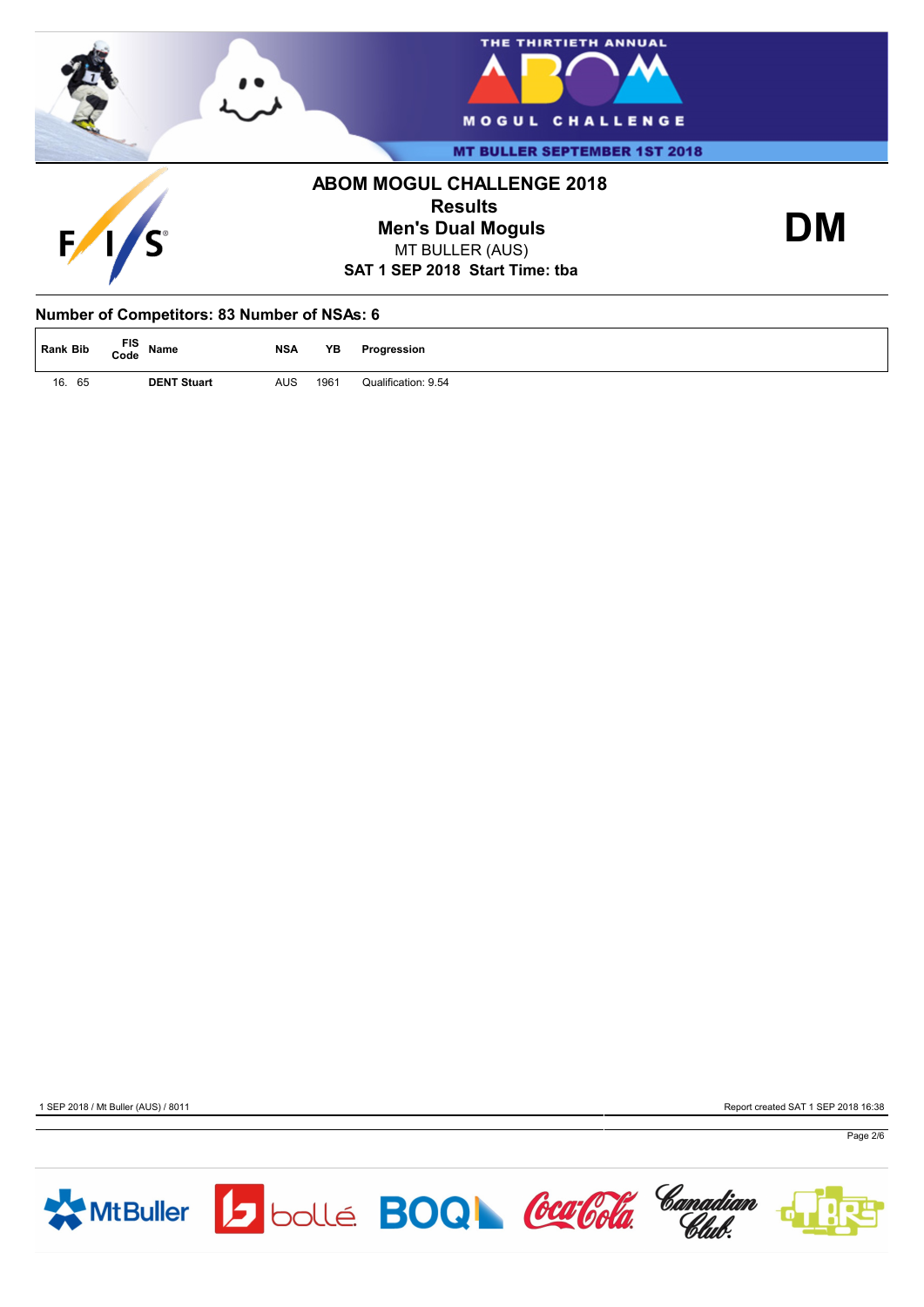## ABOM MOGUL CHALLENGE 2018
## Results
## Men's Dual Moguls
MT BULLER (AUS)

**SAT 1 SEP 2018 Start Time: tba**

**DM**

**Number of Competitors: 83 Number of NSAs: 6**

| Rank | Bib | FIS Code | Name | NSA | YB | Progression |
|---|---|---|---|---|---|---|
| 16. | 65 | | **DENT Stuart** | AUS | 1961 | Qualification: 9.54 |

1 SEP 2018 / Mt Buller (AUS) / 8011

Report created SAT 1 SEP 2018 16:38